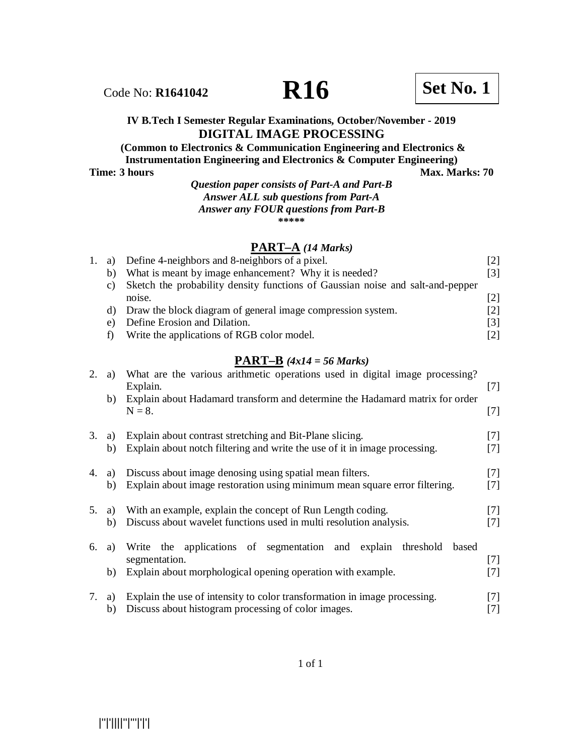Code No: **R1641042**

# R16

**Set No. 1**

**IV B.Tech I Semester Regular Examinations, October/November - 2019**

## DIGITAL IMAGE PROCESSING

**(Common to Electronics & Communication Engineering and Electronics & Instrumentation Engineering and Electronics & Computer Engineering)**

**Time: 3 hours** **Max. Marks: 70**

***Question paper consists of Part-A and Part-B***
***Answer ALL sub questions from Part-A***
***Answer any FOUR questions from Part-B***

\*\*\*\*\*

## PART–A *(14 Marks)*

1.
   a) Define 4-neighbors and 8-neighbors of a pixel. [2]
   b) What is meant by image enhancement? Why it is needed? [3]
   c) Sketch the probability density functions of Gaussian noise and salt-and-pepper noise. [2]
   d) Draw the block diagram of general image compression system. [2]
   e) Define Erosion and Dilation. [3]
   f) Write the applications of RGB color model. [2]

## PART–B *(4x14 = 56 Marks)*

2.
   a) What are the various arithmetic operations used in digital image processing? Explain. [7]
   b) Explain about Hadamard transform and determine the Hadamard matrix for order N = 8. [7]

3.
   a) Explain about contrast stretching and Bit-Plane slicing. [7]
   b) Explain about notch filtering and write the use of it in image processing. [7]

4.
   a) Discuss about image denosing using spatial mean filters. [7]
   b) Explain about image restoration using minimum mean square error filtering. [7]

5.
   a) With an example, explain the concept of Run Length coding. [7]
   b) Discuss about wavelet functions used in multi resolution analysis. [7]

6.
   a) Write the applications of segmentation and explain threshold based segmentation. [7]
   b) Explain about morphological opening operation with example. [7]

7.
   a) Explain the use of intensity to color transformation in image processing. [7]
   b) Discuss about histogram processing of color images. [7]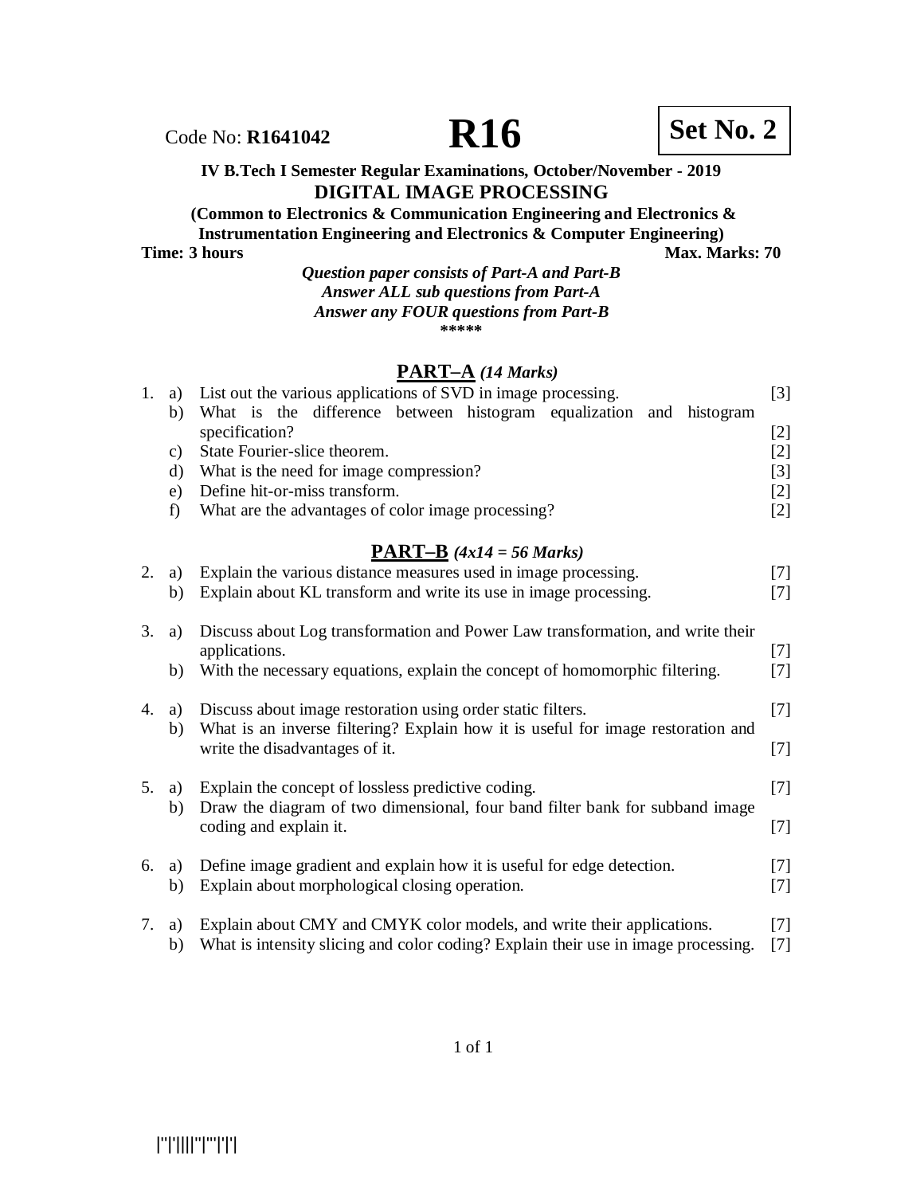Code No: **R1641042**

# R16

**Set No. 2**

**IV B.Tech I Semester Regular Examinations, October/November - 2019**

## DIGITAL IMAGE PROCESSING

**(Common to Electronics & Communication Engineering and Electronics & Instrumentation Engineering and Electronics & Computer Engineering)**

**Time: 3 hours** **Max. Marks: 70**

***Question paper consists of Part-A and Part-B***
***Answer ALL sub questions from Part-A***
***Answer any FOUR questions from Part-B***
*****

## PART–A *(14 Marks)*

1. a) List out the various applications of SVD in image processing. [3]
   b) What is the difference between histogram equalization and histogram specification? [2]
   c) State Fourier-slice theorem. [2]
   d) What is the need for image compression? [3]
   e) Define hit-or-miss transform. [2]
   f) What are the advantages of color image processing? [2]

## PART–B *(4x14 = 56 Marks)*

2. a) Explain the various distance measures used in image processing. [7]
   b) Explain about KL transform and write its use in image processing. [7]

3. a) Discuss about Log transformation and Power Law transformation, and write their applications. [7]
   b) With the necessary equations, explain the concept of homomorphic filtering. [7]

4. a) Discuss about image restoration using order static filters. [7]
   b) What is an inverse filtering? Explain how it is useful for image restoration and write the disadvantages of it. [7]

5. a) Explain the concept of lossless predictive coding. [7]
   b) Draw the diagram of two dimensional, four band filter bank for subband image coding and explain it. [7]

6. a) Define image gradient and explain how it is useful for edge detection. [7]
   b) Explain about morphological closing operation. [7]

7. a) Explain about CMY and CMYK color models, and write their applications. [7]
   b) What is intensity slicing and color coding? Explain their use in image processing. [7]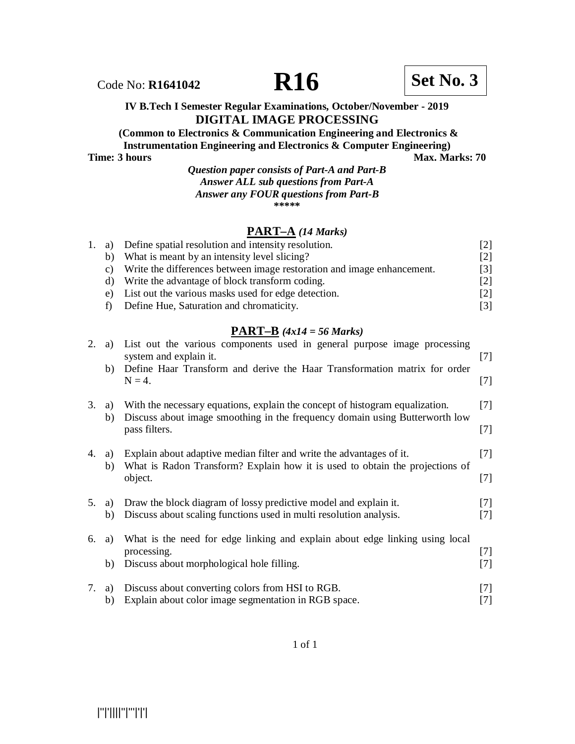Code No: **R1641042** **R16** **Set No. 3**

**IV B.Tech I Semester Regular Examinations, October/November - 2019**

## DIGITAL IMAGE PROCESSING

**(Common to Electronics & Communication Engineering and Electronics & Instrumentation Engineering and Electronics & Computer Engineering)**

**Time: 3 hours** **Max. Marks: 70**

***Question paper consists of Part-A and Part-B***
***Answer ALL sub questions from Part-A***
***Answer any FOUR questions from Part-B***
\*\*\*\*\*

### PART–A *(14 Marks)*

1. a) Define spatial resolution and intensity resolution. [2]
   b) What is meant by an intensity level slicing? [2]
   c) Write the differences between image restoration and image enhancement. [3]
   d) Write the advantage of block transform coding. [2]
   e) List out the various masks used for edge detection. [2]
   f) Define Hue, Saturation and chromaticity. [3]

### PART–B *(4x14 = 56 Marks)*

2. a) List out the various components used in general purpose image processing system and explain it. [7]
   b) Define Haar Transform and derive the Haar Transformation matrix for order $N = 4$. [7]

3. a) With the necessary equations, explain the concept of histogram equalization. [7]
   b) Discuss about image smoothing in the frequency domain using Butterworth low pass filters. [7]

4. a) Explain about adaptive median filter and write the advantages of it. [7]
   b) What is Radon Transform? Explain how it is used to obtain the projections of object. [7]

5. a) Draw the block diagram of lossy predictive model and explain it. [7]
   b) Discuss about scaling functions used in multi resolution analysis. [7]

6. a) What is the need for edge linking and explain about edge linking using local processing. [7]
   b) Discuss about morphological hole filling. [7]

7. a) Discuss about converting colors from HSI to RGB. [7]
   b) Explain about color image segmentation in RGB space. [7]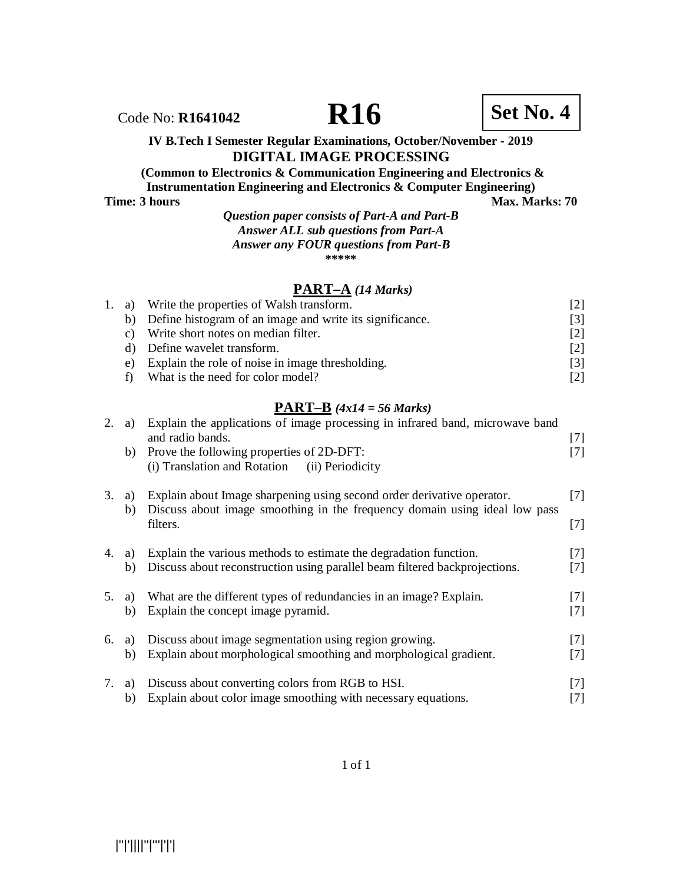Code No: **R1641042** **R16** **Set No. 4**

**IV B.Tech I Semester Regular Examinations, October/November - 2019**

## DIGITAL IMAGE PROCESSING

**(Common to Electronics & Communication Engineering and Electronics & Instrumentation Engineering and Electronics & Computer Engineering)**

**Time: 3 hours** **Max. Marks: 70**

*Question paper consists of Part-A and Part-B*
*Answer ALL sub questions from Part-A*
*Answer any FOUR questions from Part-B*

\*\*\*\*\*

### PART–A *(14 Marks)*

1. a) Write the properties of Walsh transform. [2]
   b) Define histogram of an image and write its significance. [3]
   c) Write short notes on median filter. [2]
   d) Define wavelet transform. [2]
   e) Explain the role of noise in image thresholding. [3]
   f) What is the need for color model? [2]

### PART–B *(4x14 = 56 Marks)*

2. a) Explain the applications of image processing in infrared band, microwave band and radio bands. [7]
   b) Prove the following properties of 2D-DFT: [7]
   (i) Translation and Rotation (ii) Periodicity

3. a) Explain about Image sharpening using second order derivative operator. [7]
   b) Discuss about image smoothing in the frequency domain using ideal low pass filters. [7]

4. a) Explain the various methods to estimate the degradation function. [7]
   b) Discuss about reconstruction using parallel beam filtered backprojections. [7]

5. a) What are the different types of redundancies in an image? Explain. [7]
   b) Explain the concept image pyramid. [7]

6. a) Discuss about image segmentation using region growing. [7]
   b) Explain about morphological smoothing and morphological gradient. [7]

7. a) Discuss about converting colors from RGB to HSI. [7]
   b) Explain about color image smoothing with necessary equations. [7]